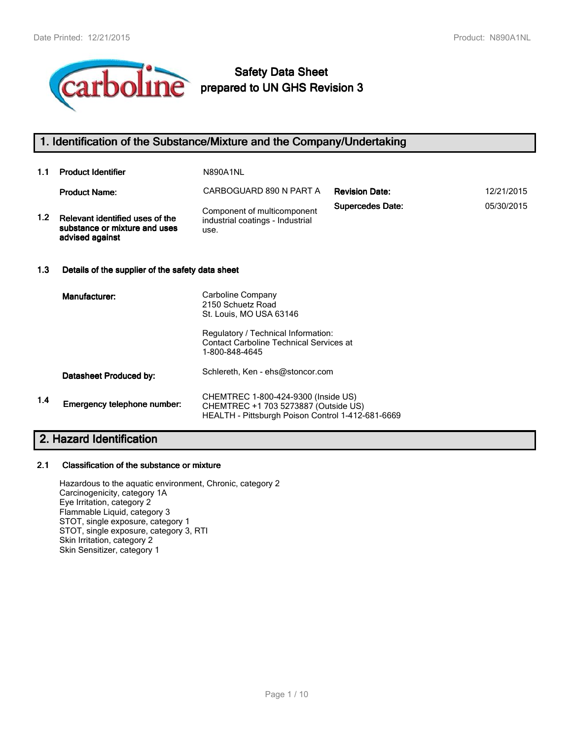# Safety Data Sheet
## prepared to UN GHS Revision 3

## 1. Identification of the Substance/Mixture and the Company/Undertaking

**1.1 Product Identifier** N890A1NL

**Product Name:** CARBOGUARD 890 N PART A

**Revision Date:** 12/21/2015

**Supercedes Date:** 05/30/2015

**1.2 Relevant identified uses of the substance or mixture and uses advised against**

Component of multicomponent industrial coatings - Industrial use.

### 1.3 Details of the supplier of the safety data sheet

**Manufacturer:**

Carboline Company
2150 Schuetz Road
St. Louis, MO USA 63146

Regulatory / Technical Information:
Contact Carboline Technical Services at
1-800-848-4645

**Datasheet Produced by:** Schlereth, Ken - ehs@stoncor.com

**1.4 Emergency telephone number:**

CHEMTREC 1-800-424-9300 (Inside US)
CHEMTREC +1 703 5273887 (Outside US)
HEALTH - Pittsburgh Poison Control 1-412-681-6669

## 2. Hazard Identification

### 2.1 Classification of the substance or mixture

Hazardous to the aquatic environment, Chronic, category 2
Carcinogenicity, category 1A
Eye Irritation, category 2
Flammable Liquid, category 3
STOT, single exposure, category 1
STOT, single exposure, category 3, RTI
Skin Irritation, category 2
Skin Sensitizer, category 1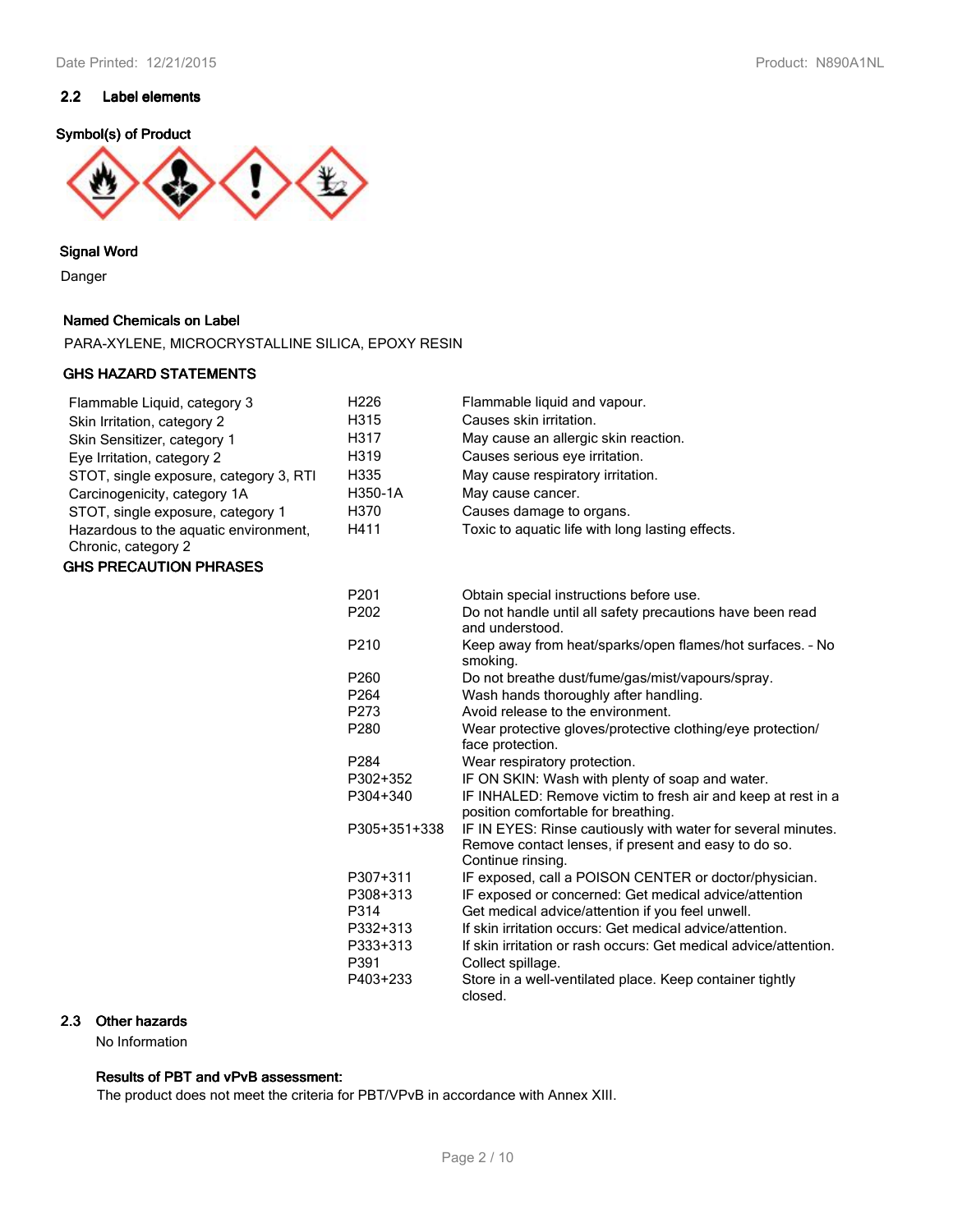## 2.2 Label elements

**Symbol(s) of Product**

**Signal Word**

Danger

**Named Chemicals on Label**

PARA-XYLENE, MICROCRYSTALLINE SILICA, EPOXY RESIN

**GHS HAZARD STATEMENTS**

| | | |
|---|---|---|
| Flammable Liquid, category 3 | H226 | Flammable liquid and vapour. |
| Skin Irritation, category 2 | H315 | Causes skin irritation. |
| Skin Sensitizer, category 1 | H317 | May cause an allergic skin reaction. |
| Eye Irritation, category 2 | H319 | Causes serious eye irritation. |
| STOT, single exposure, category 3, RTI | H335 | May cause respiratory irritation. |
| Carcinogenicity, category 1A | H350-1A | May cause cancer. |
| STOT, single exposure, category 1 | H370 | Causes damage to organs. |
| Hazardous to the aquatic environment, Chronic, category 2 | H411 | Toxic to aquatic life with long lasting effects. |

**GHS PRECAUTION PHRASES**

| | |
|---|---|
| P201 | Obtain special instructions before use. |
| P202 | Do not handle until all safety precautions have been read and understood. |
| P210 | Keep away from heat/sparks/open flames/hot surfaces. - No smoking. |
| P260 | Do not breathe dust/fume/gas/mist/vapours/spray. |
| P264 | Wash hands thoroughly after handling. |
| P273 | Avoid release to the environment. |
| P280 | Wear protective gloves/protective clothing/eye protection/ face protection. |
| P284 | Wear respiratory protection. |
| P302+352 | IF ON SKIN: Wash with plenty of soap and water. |
| P304+340 | IF INHALED: Remove victim to fresh air and keep at rest in a position comfortable for breathing. |
| P305+351+338 | IF IN EYES: Rinse cautiously with water for several minutes. Remove contact lenses, if present and easy to do so. Continue rinsing. |
| P307+311 | IF exposed, call a POISON CENTER or doctor/physician. |
| P308+313 | IF exposed or concerned: Get medical advice/attention |
| P314 | Get medical advice/attention if you feel unwell. |
| P332+313 | If skin irritation occurs: Get medical advice/attention. |
| P333+313 | If skin irritation or rash occurs: Get medical advice/attention. |
| P391 | Collect spillage. |
| P403+233 | Store in a well-ventilated place. Keep container tightly closed. |

## 2.3 Other hazards

No Information

**Results of PBT and vPvB assessment:**

The product does not meet the criteria for PBT/VPvB in accordance with Annex XIII.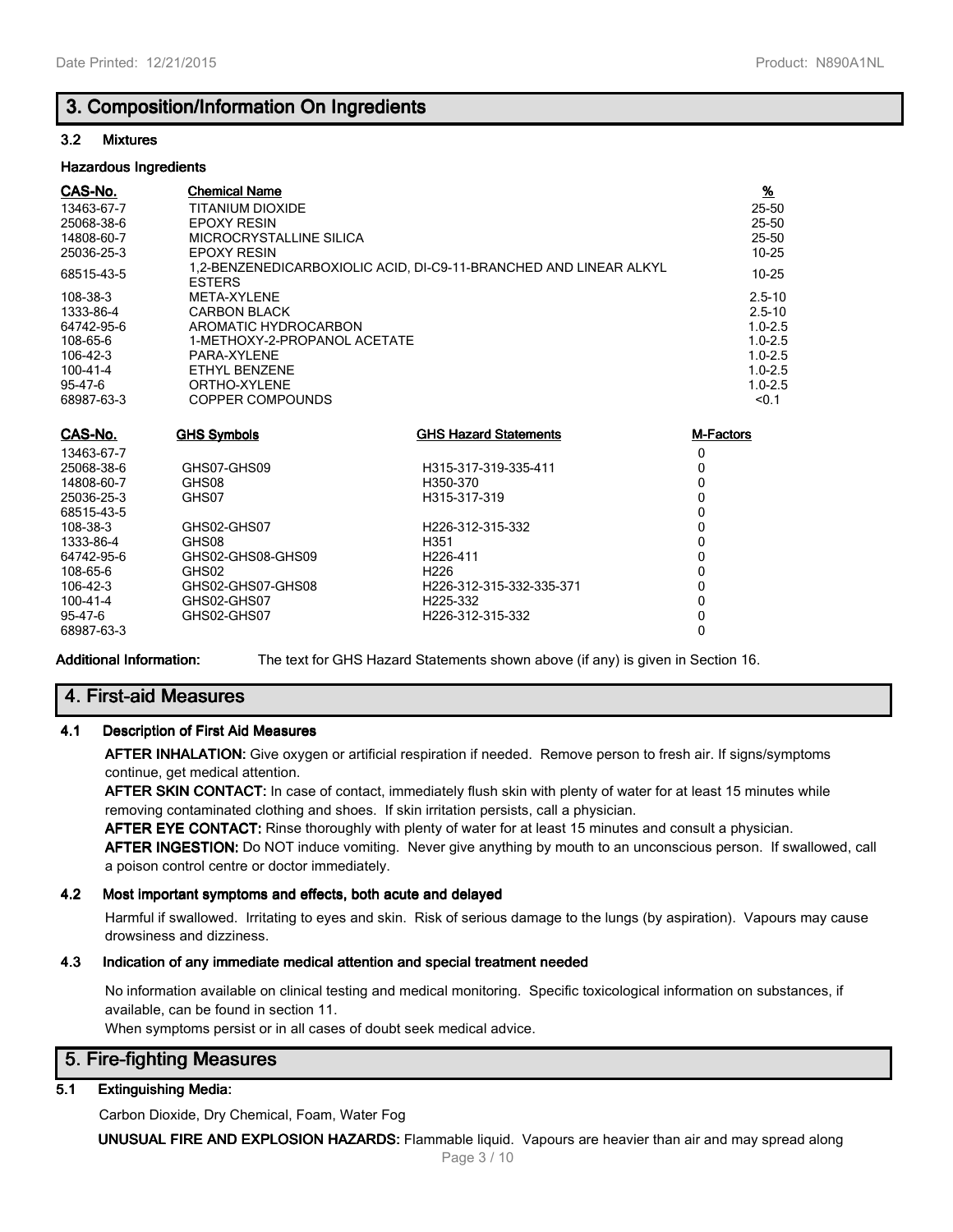## 3. Composition/Information On Ingredients

### 3.2 Mixtures

**Hazardous Ingredients**

| CAS-No. | Chemical Name | % |
|---|---|---|
| 13463-67-7 | TITANIUM DIOXIDE | 25-50 |
| 25068-38-6 | EPOXY RESIN | 25-50 |
| 14808-60-7 | MICROCRYSTALLINE SILICA | 25-50 |
| 25036-25-3 | EPOXY RESIN | 10-25 |
| 68515-43-5 | 1,2-BENZENEDICARBOXIOLIC ACID, DI-C9-11-BRANCHED AND LINEAR ALKYL ESTERS | 10-25 |
| 108-38-3 | META-XYLENE | 2.5-10 |
| 1333-86-4 | CARBON BLACK | 2.5-10 |
| 64742-95-6 | AROMATIC HYDROCARBON | 1.0-2.5 |
| 108-65-6 | 1-METHOXY-2-PROPANOL ACETATE | 1.0-2.5 |
| 106-42-3 | PARA-XYLENE | 1.0-2.5 |
| 100-41-4 | ETHYL BENZENE | 1.0-2.5 |
| 95-47-6 | ORTHO-XYLENE | 1.0-2.5 |
| 68987-63-3 | COPPER COMPOUNDS | <0.1 |

| CAS-No. | GHS Symbols | GHS Hazard Statements | M-Factors |
|---|---|---|---|
| 13463-67-7 | | | 0 |
| 25068-38-6 | GHS07-GHS09 | H315-317-319-335-411 | 0 |
| 14808-60-7 | GHS08 | H350-370 | 0 |
| 25036-25-3 | GHS07 | H315-317-319 | 0 |
| 68515-43-5 | | | 0 |
| 108-38-3 | GHS02-GHS07 | H226-312-315-332 | 0 |
| 1333-86-4 | GHS08 | H351 | 0 |
| 64742-95-6 | GHS02-GHS08-GHS09 | H226-411 | 0 |
| 108-65-6 | GHS02 | H226 | 0 |
| 106-42-3 | GHS02-GHS07-GHS08 | H226-312-315-332-335-371 | 0 |
| 100-41-4 | GHS02-GHS07 | H225-332 | 0 |
| 95-47-6 | GHS02-GHS07 | H226-312-315-332 | 0 |
| 68987-63-3 | | | 0 |

**Additional Information:** The text for GHS Hazard Statements shown above (if any) is given in Section 16.

## 4. First-aid Measures

### 4.1 Description of First Aid Measures

**AFTER INHALATION:** Give oxygen or artificial respiration if needed. Remove person to fresh air. If signs/symptoms continue, get medical attention.

**AFTER SKIN CONTACT:** In case of contact, immediately flush skin with plenty of water for at least 15 minutes while removing contaminated clothing and shoes. If skin irritation persists, call a physician.

**AFTER EYE CONTACT:** Rinse thoroughly with plenty of water for at least 15 minutes and consult a physician.

**AFTER INGESTION:** Do NOT induce vomiting. Never give anything by mouth to an unconscious person. If swallowed, call a poison control centre or doctor immediately.

### 4.2 Most important symptoms and effects, both acute and delayed

Harmful if swallowed. Irritating to eyes and skin. Risk of serious damage to the lungs (by aspiration). Vapours may cause drowsiness and dizziness.

### 4.3 Indication of any immediate medical attention and special treatment needed

No information available on clinical testing and medical monitoring. Specific toxicological information on substances, if available, can be found in section 11.

When symptoms persist or in all cases of doubt seek medical advice.

## 5. Fire-fighting Measures

### 5.1 Extinguishing Media:

Carbon Dioxide, Dry Chemical, Foam, Water Fog

**UNUSUAL FIRE AND EXPLOSION HAZARDS:** Flammable liquid. Vapours are heavier than air and may spread along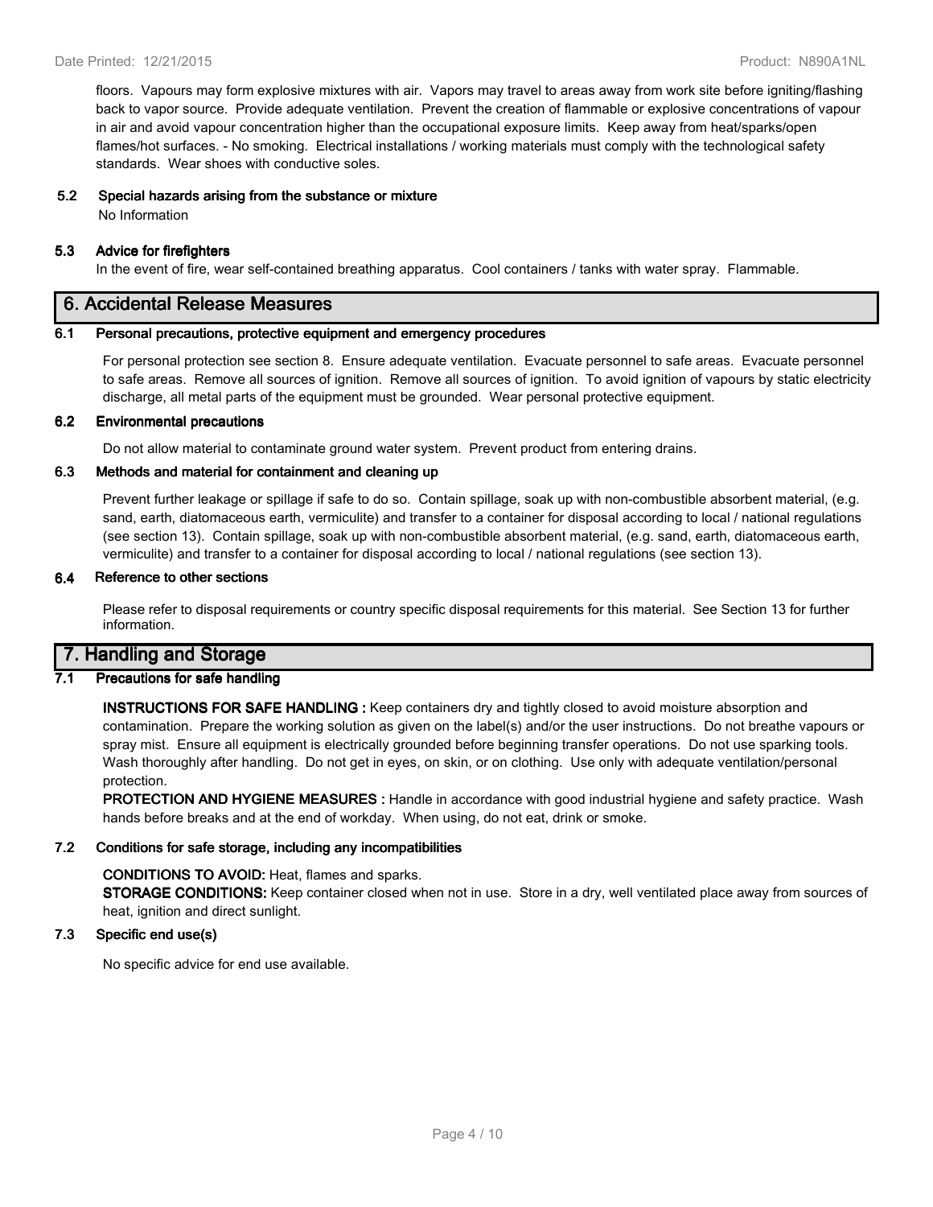floors. Vapours may form explosive mixtures with air. Vapors may travel to areas away from work site before igniting/flashing back to vapor source. Provide adequate ventilation. Prevent the creation of flammable or explosive concentrations of vapour in air and avoid vapour concentration higher than the occupational exposure limits. Keep away from heat/sparks/open flames/hot surfaces. - No smoking. Electrical installations / working materials must comply with the technological safety standards. Wear shoes with conductive soles.

### 5.2 Special hazards arising from the substance or mixture

No Information

### 5.3 Advice for firefighters

In the event of fire, wear self-contained breathing apparatus. Cool containers / tanks with water spray. Flammable.

## 6. Accidental Release Measures

### 6.1 Personal precautions, protective equipment and emergency procedures

For personal protection see section 8. Ensure adequate ventilation. Evacuate personnel to safe areas. Evacuate personnel to safe areas. Remove all sources of ignition. Remove all sources of ignition. To avoid ignition of vapours by static electricity discharge, all metal parts of the equipment must be grounded. Wear personal protective equipment.

### 6.2 Environmental precautions

Do not allow material to contaminate ground water system. Prevent product from entering drains.

### 6.3 Methods and material for containment and cleaning up

Prevent further leakage or spillage if safe to do so. Contain spillage, soak up with non-combustible absorbent material, (e.g. sand, earth, diatomaceous earth, vermiculite) and transfer to a container for disposal according to local / national regulations (see section 13). Contain spillage, soak up with non-combustible absorbent material, (e.g. sand, earth, diatomaceous earth, vermiculite) and transfer to a container for disposal according to local / national regulations (see section 13).

### 6.4 Reference to other sections

Please refer to disposal requirements or country specific disposal requirements for this material. See Section 13 for further information.

## 7. Handling and Storage

### 7.1 Precautions for safe handling

**INSTRUCTIONS FOR SAFE HANDLING :** Keep containers dry and tightly closed to avoid moisture absorption and contamination. Prepare the working solution as given on the label(s) and/or the user instructions. Do not breathe vapours or spray mist. Ensure all equipment is electrically grounded before beginning transfer operations. Do not use sparking tools. Wash thoroughly after handling. Do not get in eyes, on skin, or on clothing. Use only with adequate ventilation/personal protection.

**PROTECTION AND HYGIENE MEASURES :** Handle in accordance with good industrial hygiene and safety practice. Wash hands before breaks and at the end of workday. When using, do not eat, drink or smoke.

### 7.2 Conditions for safe storage, including any incompatibilities

**CONDITIONS TO AVOID:** Heat, flames and sparks.

**STORAGE CONDITIONS:** Keep container closed when not in use. Store in a dry, well ventilated place away from sources of heat, ignition and direct sunlight.

### 7.3 Specific end use(s)

No specific advice for end use available.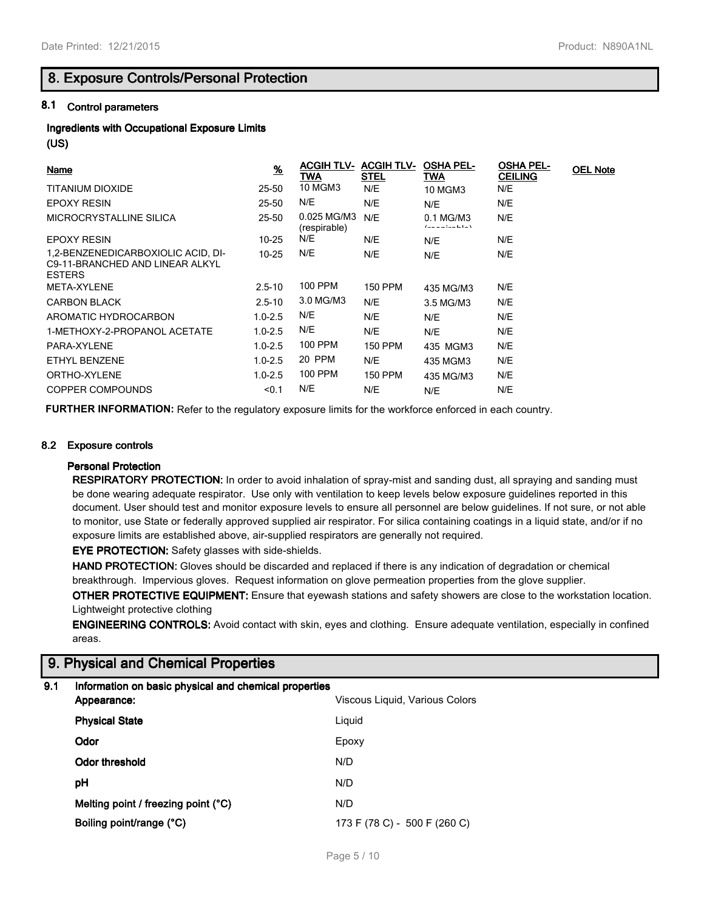# 8. Exposure Controls/Personal Protection

## 8.1 Control parameters

### Ingredients with Occupational Exposure Limits

### (US)

| Name | % | ACGIH TLV-TWA | ACGIH TLV-STEL | OSHA PEL-TWA | OSHA PEL-CEILING | OEL Note |
|---|---|---|---|---|---|---|
| TITANIUM DIOXIDE | 25-50 | 10 MGM3 | N/E | 10 MGM3 | N/E | |
| EPOXY RESIN | 25-50 | N/E | N/E | N/E | N/E | |
| MICROCRYSTALLINE SILICA | 25-50 | 0.025 MG/M3 (respirable) | N/E | 0.1 MG/M3 (respirable) | N/E | |
| EPOXY RESIN | 10-25 | N/E | N/E | N/E | N/E | |
| 1,2-BENZENEDICARBOXIOLIC ACID, DI-C9-11-BRANCHED AND LINEAR ALKYL ESTERS | 10-25 | N/E | N/E | N/E | N/E | |
| META-XYLENE | 2.5-10 | 100 PPM | 150 PPM | 435 MG/M3 | N/E | |
| CARBON BLACK | 2.5-10 | 3.0 MG/M3 | N/E | 3.5 MG/M3 | N/E | |
| AROMATIC HYDROCARBON | 1.0-2.5 | N/E | N/E | N/E | N/E | |
| 1-METHOXY-2-PROPANOL ACETATE | 1.0-2.5 | N/E | N/E | N/E | N/E | |
| PARA-XYLENE | 1.0-2.5 | 100 PPM | 150 PPM | 435 MGM3 | N/E | |
| ETHYL BENZENE | 1.0-2.5 | 20 PPM | N/E | 435 MGM3 | N/E | |
| ORTHO-XYLENE | 1.0-2.5 | 100 PPM | 150 PPM | 435 MG/M3 | N/E | |
| COPPER COMPOUNDS | <0.1 | N/E | N/E | N/E | N/E | |

**FURTHER INFORMATION:** Refer to the regulatory exposure limits for the workforce enforced in each country.

## 8.2 Exposure controls

### Personal Protection

**RESPIRATORY PROTECTION:** In order to avoid inhalation of spray-mist and sanding dust, all spraying and sanding must be done wearing adequate respirator. Use only with ventilation to keep levels below exposure guidelines reported in this document. User should test and monitor exposure levels to ensure all personnel are below guidelines. If not sure, or not able to monitor, use State or federally approved supplied air respirator. For silica containing coatings in a liquid state, and/or if no exposure limits are established above, air-supplied respirators are generally not required.

**EYE PROTECTION:** Safety glasses with side-shields.

**HAND PROTECTION:** Gloves should be discarded and replaced if there is any indication of degradation or chemical breakthrough. Impervious gloves. Request information on glove permeation properties from the glove supplier.

**OTHER PROTECTIVE EQUIPMENT:** Ensure that eyewash stations and safety showers are close to the workstation location. Lightweight protective clothing

**ENGINEERING CONTROLS:** Avoid contact with skin, eyes and clothing. Ensure adequate ventilation, especially in confined areas.

# 9. Physical and Chemical Properties

## 9.1 Information on basic physical and chemical properties

| | |
|---|---|
| **Appearance:** | Viscous Liquid, Various Colors |
| **Physical State** | Liquid |
| **Odor** | Epoxy |
| **Odor threshold** | N/D |
| **pH** | N/D |
| **Melting point / freezing point (°C)** | N/D |
| **Boiling point/range (°C)** | 173 F (78 C) - 500 F (260 C) |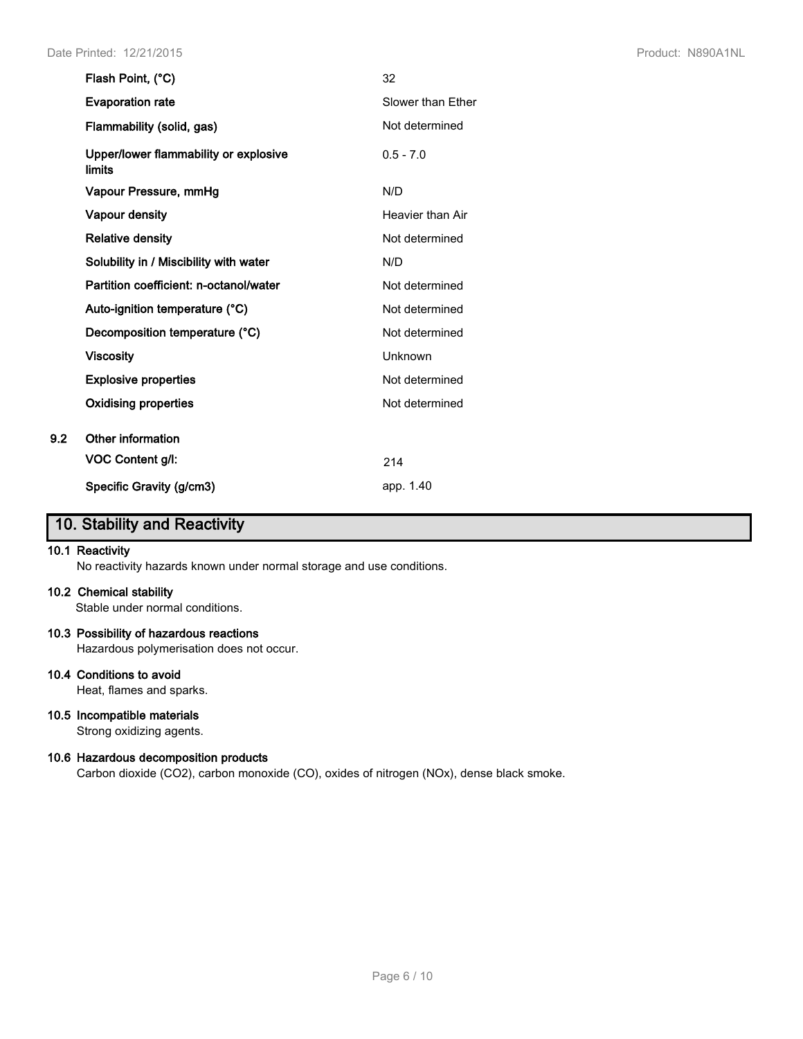| Property | Value |
|---|---|
| **Flash Point, (°C)** | 32 |
| **Evaporation rate** | Slower than Ether |
| **Flammability (solid, gas)** | Not determined |
| **Upper/lower flammability or explosive limits** | 0.5 - 7.0 |
| **Vapour Pressure, mmHg** | N/D |
| **Vapour density** | Heavier than Air |
| **Relative density** | Not determined |
| **Solubility in / Miscibility with water** | N/D |
| **Partition coefficient: n-octanol/water** | Not determined |
| **Auto-ignition temperature (°C)** | Not determined |
| **Decomposition temperature (°C)** | Not determined |
| **Viscosity** | Unknown |
| **Explosive properties** | Not determined |
| **Oxidising properties** | Not determined |

**9.2 Other information**

| Property | Value |
|---|---|
| **VOC Content g/l:** | 214 |
| **Specific Gravity (g/cm3)** | app. 1.40 |

## 10. Stability and Reactivity

**10.1 Reactivity**

No reactivity hazards known under normal storage and use conditions.

**10.2 Chemical stability**

Stable under normal conditions.

**10.3 Possibility of hazardous reactions**

Hazardous polymerisation does not occur.

**10.4 Conditions to avoid**

Heat, flames and sparks.

**10.5 Incompatible materials**

Strong oxidizing agents.

**10.6 Hazardous decomposition products**

Carbon dioxide ($CO_2$), carbon monoxide (CO), oxides of nitrogen ($NO_x$), dense black smoke.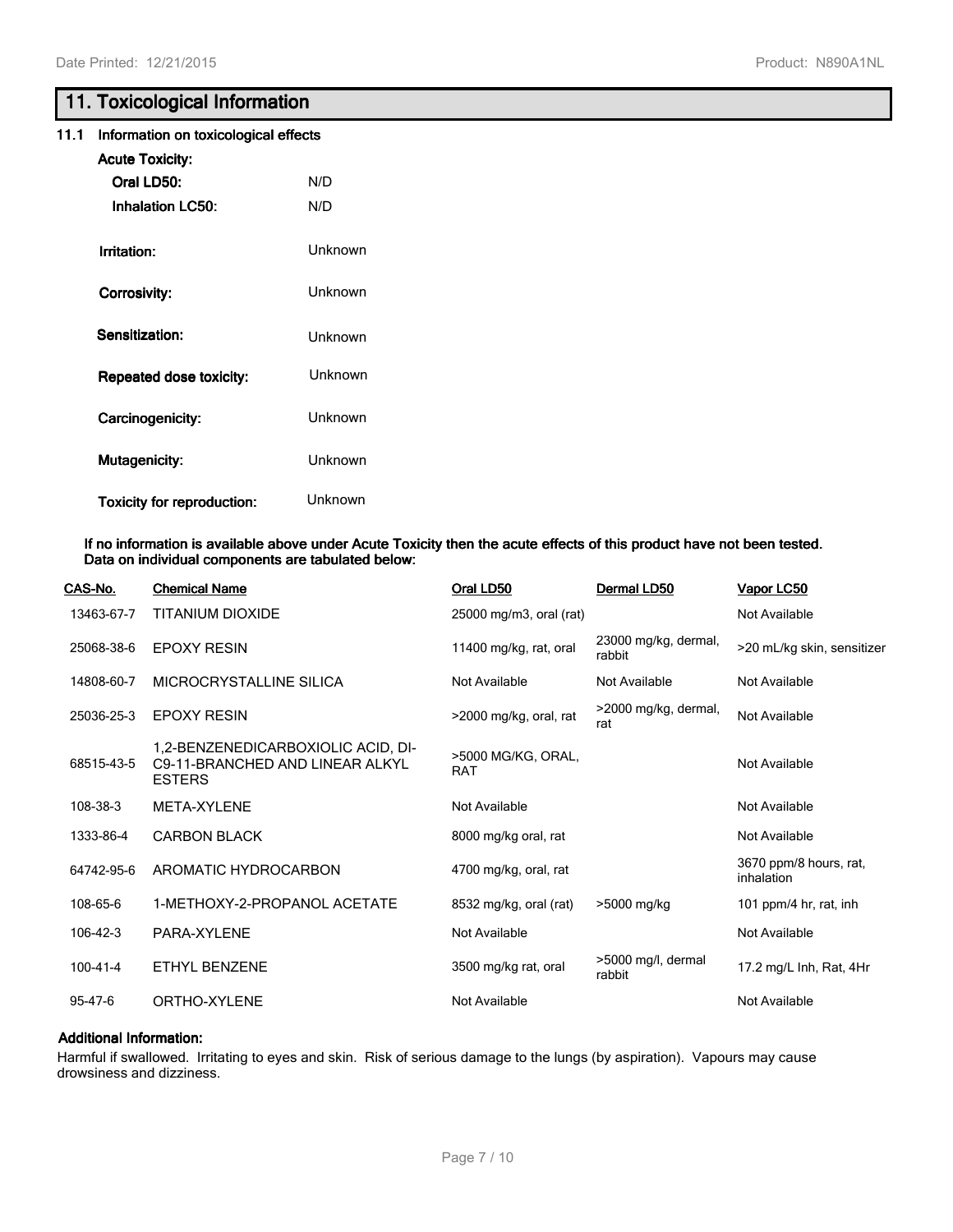## 11. Toxicological Information

### 11.1 Information on toxicological effects

**Acute Toxicity:**

**Oral LD50:** N/D

**Inhalation LC50:** N/D

**Irritation:** Unknown

**Corrosivity:** Unknown

**Sensitization:** Unknown

**Repeated dose toxicity:** Unknown

**Carcinogenicity:** Unknown

**Mutagenicity:** Unknown

**Toxicity for reproduction:** Unknown

**If no information is available above under Acute Toxicity then the acute effects of this product have not been tested. Data on individual components are tabulated below:**

| CAS-No. | Chemical Name | Oral LD50 | Dermal LD50 | Vapor LC50 |
|---|---|---|---|---|
| 13463-67-7 | TITANIUM DIOXIDE | 25000 mg/m3, oral (rat) | | Not Available |
| 25068-38-6 | EPOXY RESIN | 11400 mg/kg, rat, oral | 23000 mg/kg, dermal, rabbit | >20 mL/kg skin, sensitizer |
| 14808-60-7 | MICROCRYSTALLINE SILICA | Not Available | Not Available | Not Available |
| 25036-25-3 | EPOXY RESIN | >2000 mg/kg, oral, rat | >2000 mg/kg, dermal, rat | Not Available |
| 68515-43-5 | 1,2-BENZENEDICARBOXIOLIC ACID, DI-C9-11-BRANCHED AND LINEAR ALKYL ESTERS | >5000 MG/KG, ORAL, RAT | | Not Available |
| 108-38-3 | META-XYLENE | Not Available | | Not Available |
| 1333-86-4 | CARBON BLACK | 8000 mg/kg oral, rat | | Not Available |
| 64742-95-6 | AROMATIC HYDROCARBON | 4700 mg/kg, oral, rat | | 3670 ppm/8 hours, rat, inhalation |
| 108-65-6 | 1-METHOXY-2-PROPANOL ACETATE | 8532 mg/kg, oral (rat) | >5000 mg/kg | 101 ppm/4 hr, rat, inh |
| 106-42-3 | PARA-XYLENE | Not Available | | Not Available |
| 100-41-4 | ETHYL BENZENE | 3500 mg/kg rat, oral | >5000 mg/l, dermal rabbit | 17.2 mg/L Inh, Rat, 4Hr |
| 95-47-6 | ORTHO-XYLENE | Not Available | | Not Available |

**Additional Information:**

Harmful if swallowed. Irritating to eyes and skin. Risk of serious damage to the lungs (by aspiration). Vapours may cause drowsiness and dizziness.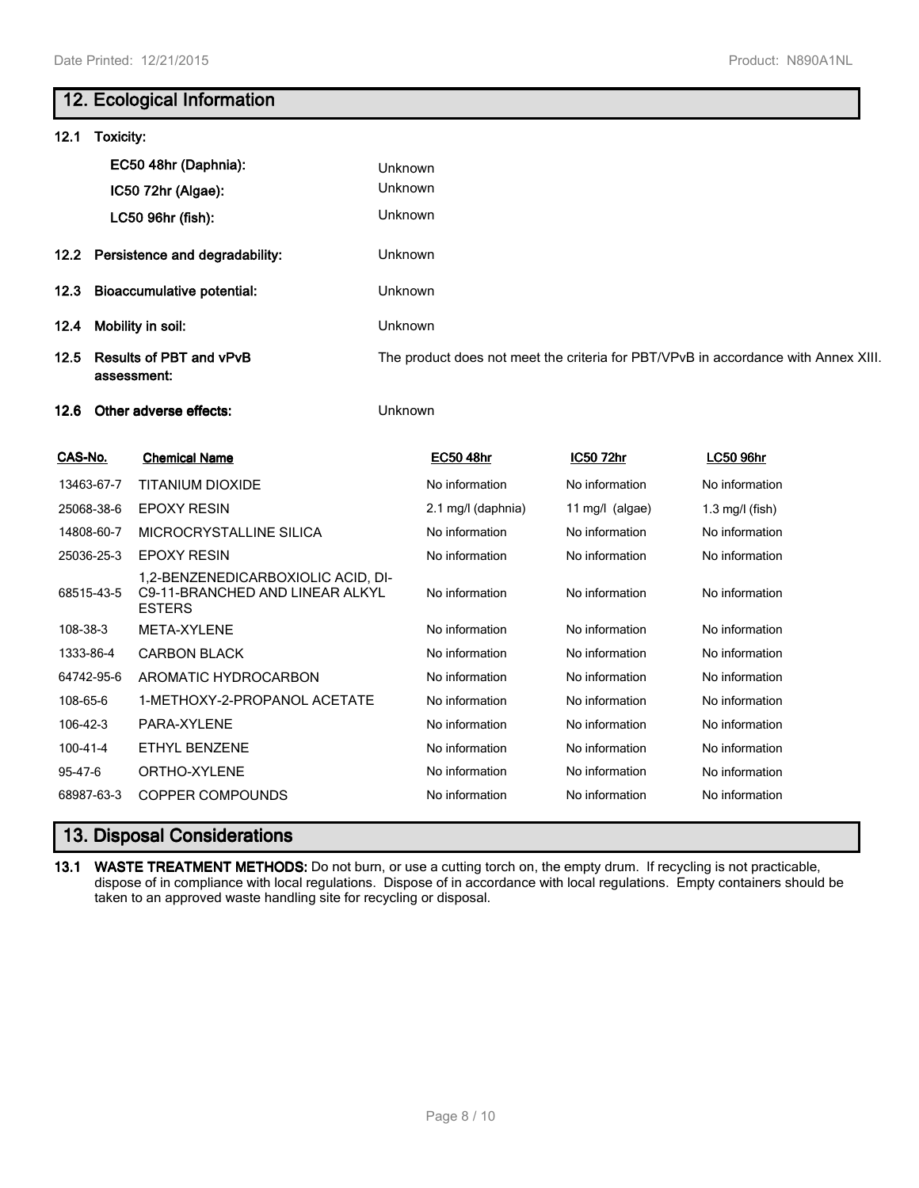## 12. Ecological Information

**12.1 Toxicity:**

| | |
|---|---|
| **EC50 48hr (Daphnia):** | Unknown |
| **IC50 72hr (Algae):** | Unknown |
| **LC50 96hr (fish):** | Unknown |

**12.2 Persistence and degradability:** Unknown

**12.3 Bioaccumulative potential:** Unknown

**12.4 Mobility in soil:** Unknown

**12.5 Results of PBT and vPvB assessment:** The product does not meet the criteria for PBT/VPvB in accordance with Annex XIII.

**12.6 Other adverse effects:** Unknown

| CAS-No. | Chemical Name | EC50 48hr | IC50 72hr | LC50 96hr |
|---|---|---|---|---|
| 13463-67-7 | TITANIUM DIOXIDE | No information | No information | No information |
| 25068-38-6 | EPOXY RESIN | 2.1 mg/l (daphnia) | 11 mg/l (algae) | 1.3 mg/l (fish) |
| 14808-60-7 | MICROCRYSTALLINE SILICA | No information | No information | No information |
| 25036-25-3 | EPOXY RESIN | No information | No information | No information |
| 68515-43-5 | 1,2-BENZENEDICARBOXIOLIC ACID, DI-C9-11-BRANCHED AND LINEAR ALKYL ESTERS | No information | No information | No information |
| 108-38-3 | META-XYLENE | No information | No information | No information |
| 1333-86-4 | CARBON BLACK | No information | No information | No information |
| 64742-95-6 | AROMATIC HYDROCARBON | No information | No information | No information |
| 108-65-6 | 1-METHOXY-2-PROPANOL ACETATE | No information | No information | No information |
| 106-42-3 | PARA-XYLENE | No information | No information | No information |
| 100-41-4 | ETHYL BENZENE | No information | No information | No information |
| 95-47-6 | ORTHO-XYLENE | No information | No information | No information |
| 68987-63-3 | COPPER COMPOUNDS | No information | No information | No information |

## 13. Disposal Considerations

**13.1 WASTE TREATMENT METHODS:** Do not burn, or use a cutting torch on, the empty drum. If recycling is not practicable, dispose of in compliance with local regulations. Dispose of in accordance with local regulations. Empty containers should be taken to an approved waste handling site for recycling or disposal.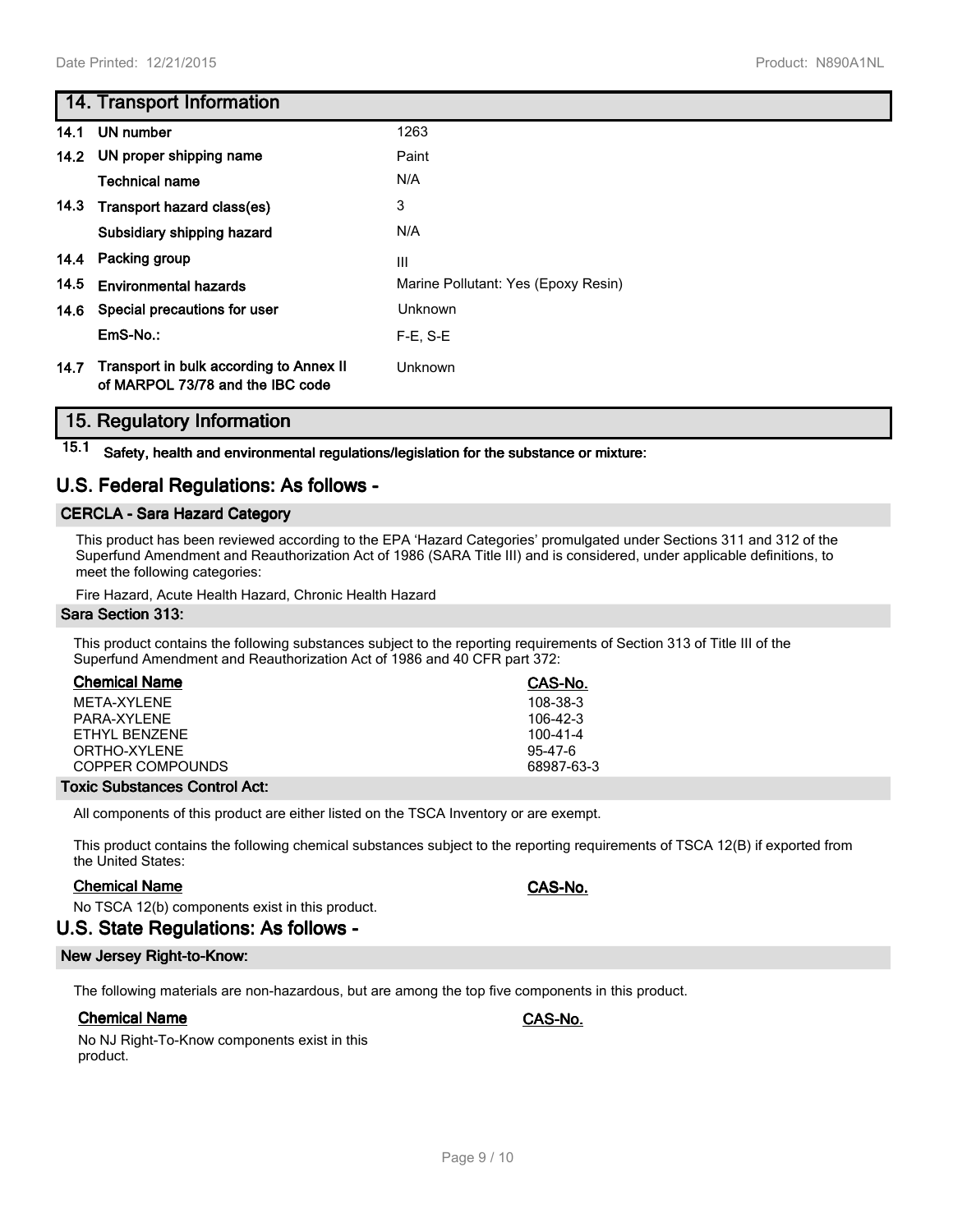## 14. Transport Information

| | | |
|---|---|---|
| 14.1 | UN number | 1263 |
| 14.2 | UN proper shipping name | Paint |
| | Technical name | N/A |
| 14.3 | Transport hazard class(es) | 3 |
| | Subsidiary shipping hazard | N/A |
| 14.4 | Packing group | III |
| 14.5 | Environmental hazards | Marine Pollutant: Yes (Epoxy Resin) |
| 14.6 | Special precautions for user | Unknown |
| | EmS-No.: | F-E, S-E |
| 14.7 | Transport in bulk according to Annex II of MARPOL 73/78 and the IBC code | Unknown |

## 15. Regulatory Information

**15.1 Safety, health and environmental regulations/legislation for the substance or mixture:**

# U.S. Federal Regulations: As follows -

### CERCLA - Sara Hazard Category

This product has been reviewed according to the EPA 'Hazard Categories' promulgated under Sections 311 and 312 of the Superfund Amendment and Reauthorization Act of 1986 (SARA Title III) and is considered, under applicable definitions, to meet the following categories:

Fire Hazard, Acute Health Hazard, Chronic Health Hazard

### Sara Section 313:

This product contains the following substances subject to the reporting requirements of Section 313 of Title III of the Superfund Amendment and Reauthorization Act of 1986 and 40 CFR part 372:

| Chemical Name | CAS-No. |
|---|---|
| META-XYLENE | 108-38-3 |
| PARA-XYLENE | 106-42-3 |
| ETHYL BENZENE | 100-41-4 |
| ORTHO-XYLENE | 95-47-6 |
| COPPER COMPOUNDS | 68987-63-3 |

### Toxic Substances Control Act:

All components of this product are either listed on the TSCA Inventory or are exempt.

This product contains the following chemical substances subject to the reporting requirements of TSCA 12(B) if exported from the United States:

| Chemical Name | CAS-No. |
|---|---|

No TSCA 12(b) components exist in this product.

# U.S. State Regulations: As follows -

### New Jersey Right-to-Know:

The following materials are non-hazardous, but are among the top five components in this product.

| Chemical Name | CAS-No. |
|---|---|

No NJ Right-To-Know components exist in this product.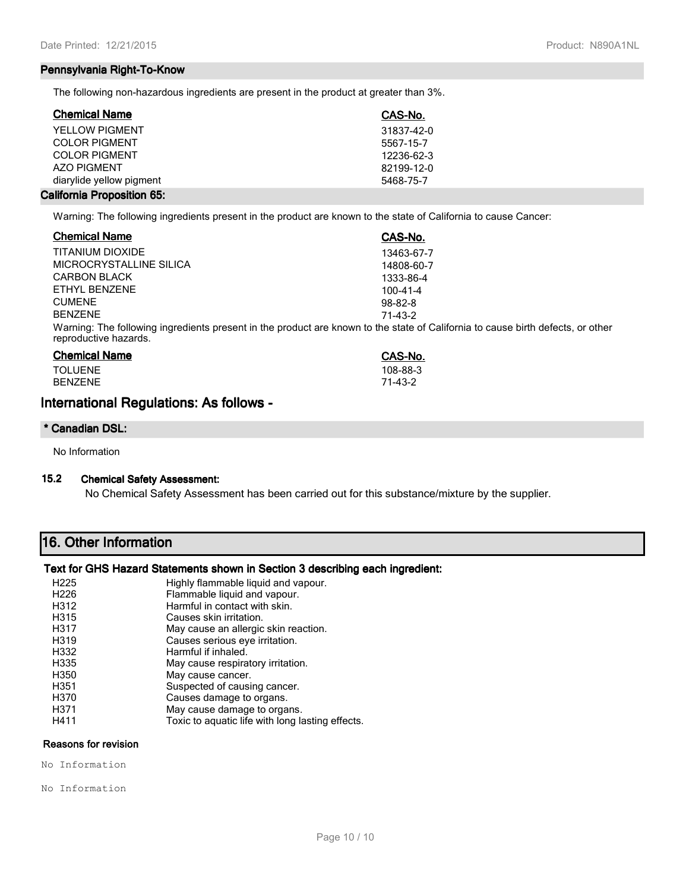### Pennsylvania Right-To-Know

The following non-hazardous ingredients are present in the product at greater than 3%.

| Chemical Name | CAS-No. |
|---|---|
| YELLOW PIGMENT | 31837-42-0 |
| COLOR PIGMENT | 5567-15-7 |
| COLOR PIGMENT | 12236-62-3 |
| AZO PIGMENT | 82199-12-0 |
| diarylide yellow pigment | 5468-75-7 |

### California Proposition 65:

Warning: The following ingredients present in the product are known to the state of California to cause Cancer:

| Chemical Name | CAS-No. |
|---|---|
| TITANIUM DIOXIDE | 13463-67-7 |
| MICROCRYSTALLINE SILICA | 14808-60-7 |
| CARBON BLACK | 1333-86-4 |
| ETHYL BENZENE | 100-41-4 |
| CUMENE | 98-82-8 |
| BENZENE | 71-43-2 |

Warning: The following ingredients present in the product are known to the state of California to cause birth defects, or other reproductive hazards.

| Chemical Name | CAS-No. |
|---|---|
| TOLUENE | 108-88-3 |
| BENZENE | 71-43-2 |

## International Regulations: As follows -

### * Canadian DSL:

No Information

### 15.2 Chemical Safety Assessment:

No Chemical Safety Assessment has been carried out for this substance/mixture by the supplier.

## 16. Other Information

### Text for GHS Hazard Statements shown in Section 3 describing each ingredient:

| | |
|---|---|
| H225 | Highly flammable liquid and vapour. |
| H226 | Flammable liquid and vapour. |
| H312 | Harmful in contact with skin. |
| H315 | Causes skin irritation. |
| H317 | May cause an allergic skin reaction. |
| H319 | Causes serious eye irritation. |
| H332 | Harmful if inhaled. |
| H335 | May cause respiratory irritation. |
| H350 | May cause cancer. |
| H351 | Suspected of causing cancer. |
| H370 | Causes damage to organs. |
| H371 | May cause damage to organs. |
| H411 | Toxic to aquatic life with long lasting effects. |

### Reasons for revision

No Information

No Information